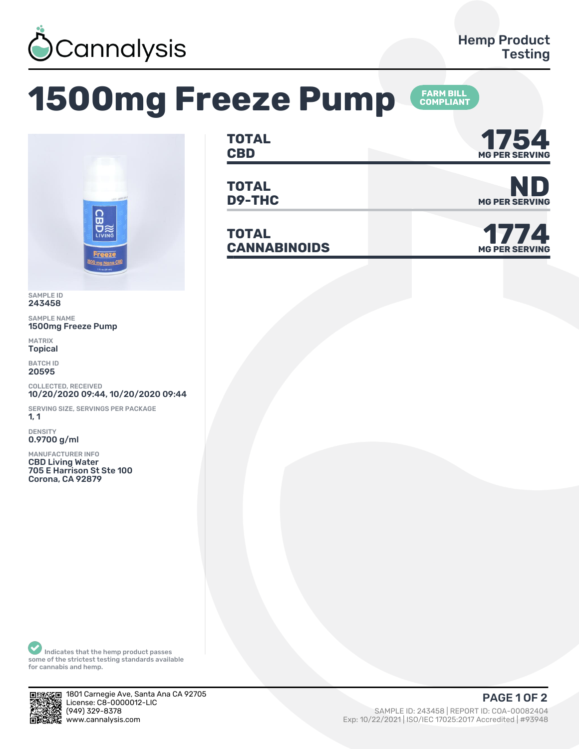Cannalysis

Hemp Product Testing

# 1500mg Freeze Pump

FARM BILL COMPLIANT

| | |
|---|---|
| **TOTAL CBD** | **1754** MG PER SERVING |
| **TOTAL D9-THC** | **ND** MG PER SERVING |
| **TOTAL CANNABINOIDS** | **1774** MG PER SERVING |

SAMPLE ID
243458

SAMPLE NAME
1500mg Freeze Pump

MATRIX
Topical

BATCH ID
20595

COLLECTED, RECEIVED
10/20/2020 09:44, 10/20/2020 09:44

SERVING SIZE, SERVINGS PER PACKAGE
1, 1

DENSITY
0.9700 g/ml

MANUFACTURER INFO
CBD Living Water
705 E Harrison St Ste 100
Corona, CA 92879

Indicates that the hemp product passes some of the strictest testing standards available for cannabis and hemp.

1801 Carnegie Ave, Santa Ana CA 92705
License: C8-0000012-LIC
(949) 329-8378
www.cannalysis.com

SAMPLE ID: 243458 | REPORT ID: COA-00082404
Exp: 10/22/2021 | ISO/IEC 17025:2017 Accredited | #93948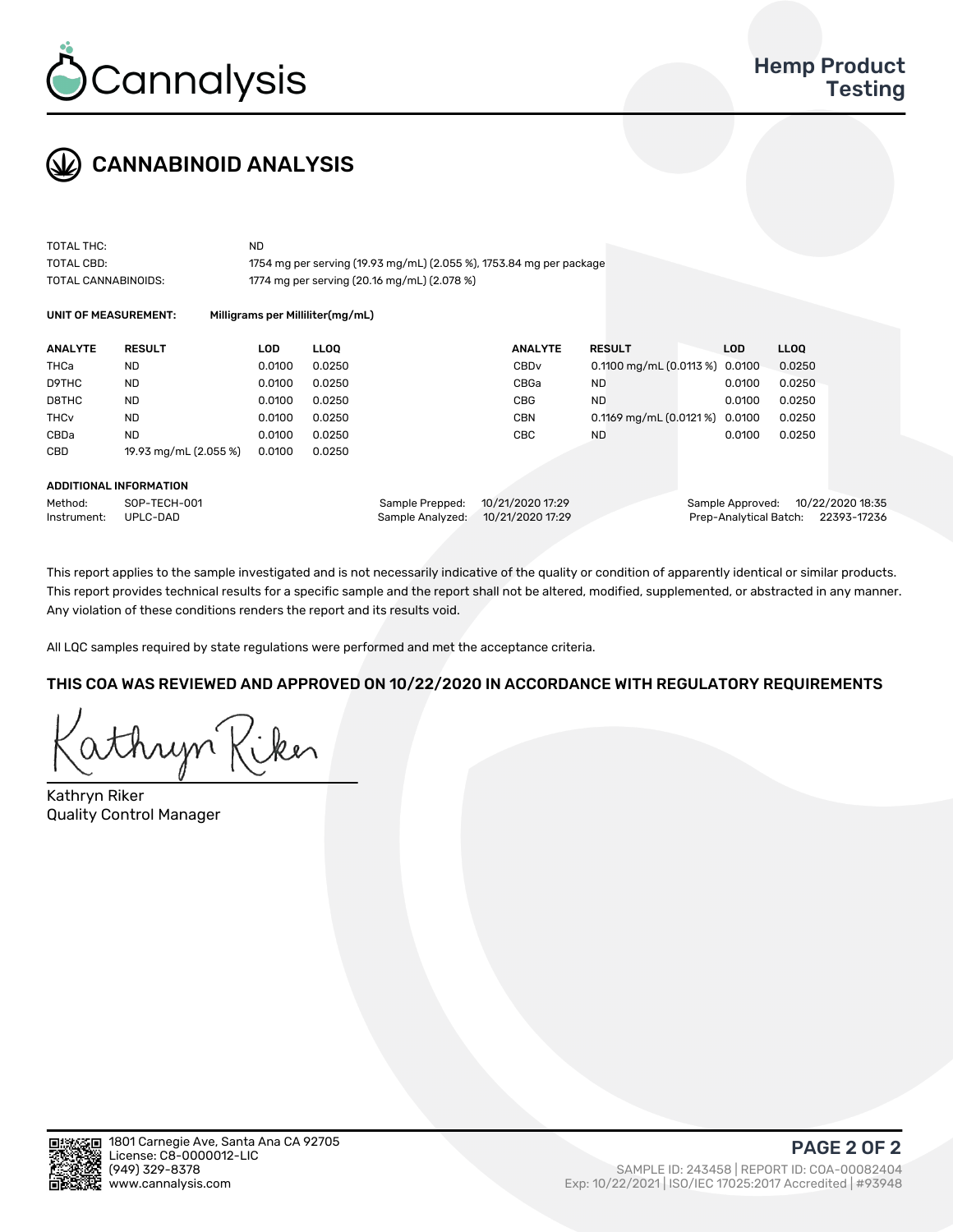Cannalysis

**Hemp Product Testing**

## CANNABINOID ANALYSIS

| | |
|---|---|
| TOTAL THC: | ND |
| TOTAL CBD: | 1754 mg per serving (19.93 mg/mL) (2.055 %), 1753.84 mg per package |
| TOTAL CANNABINOIDS: | 1774 mg per serving (20.16 mg/mL) (2.078 %) |

**UNIT OF MEASUREMENT:** Milligrams per Milliliter(mg/mL)

| ANALYTE | RESULT | LOD | LLOQ | ANALYTE | RESULT | LOD | LLOQ |
|---|---|---|---|---|---|---|---|
| THCa | ND | 0.0100 | 0.0250 | CBDv | 0.1100 mg/mL (0.0113 %) | 0.0100 | 0.0250 |
| D9THC | ND | 0.0100 | 0.0250 | CBGa | ND | 0.0100 | 0.0250 |
| D8THC | ND | 0.0100 | 0.0250 | CBG | ND | 0.0100 | 0.0250 |
| THCv | ND | 0.0100 | 0.0250 | CBN | 0.1169 mg/mL (0.0121 %) | 0.0100 | 0.0250 |
| CBDa | ND | 0.0100 | 0.0250 | CBC | ND | 0.0100 | 0.0250 |
| CBD | 19.93 mg/mL (2.055 %) | 0.0100 | 0.0250 | | | | |

### ADDITIONAL INFORMATION

| | | | | | |
|---|---|---|---|---|---|
| Method: | SOP-TECH-001 | Sample Prepped: | 10/21/2020 17:29 | Sample Approved: | 10/22/2020 18:35 |
| Instrument: | UPLC-DAD | Sample Analyzed: | 10/21/2020 17:29 | Prep-Analytical Batch: | 22393-17236 |

This report applies to the sample investigated and is not necessarily indicative of the quality or condition of apparently identical or similar products. This report provides technical results for a specific sample and the report shall not be altered, modified, supplemented, or abstracted in any manner. Any violation of these conditions renders the report and its results void.

All LQC samples required by state regulations were performed and met the acceptance criteria.

**THIS COA WAS REVIEWED AND APPROVED ON 10/22/2020 IN ACCORDANCE WITH REGULATORY REQUIREMENTS**

Kathryn Riker

Kathryn Riker
Quality Control Manager

1801 Carnegie Ave, Santa Ana CA 92705
License: C8-0000012-LIC
(949) 329-8378
www.cannalysis.com

SAMPLE ID: 243458 | REPORT ID: COA-00082404
Exp: 10/22/2021 | ISO/IEC 17025:2017 Accredited | #93948